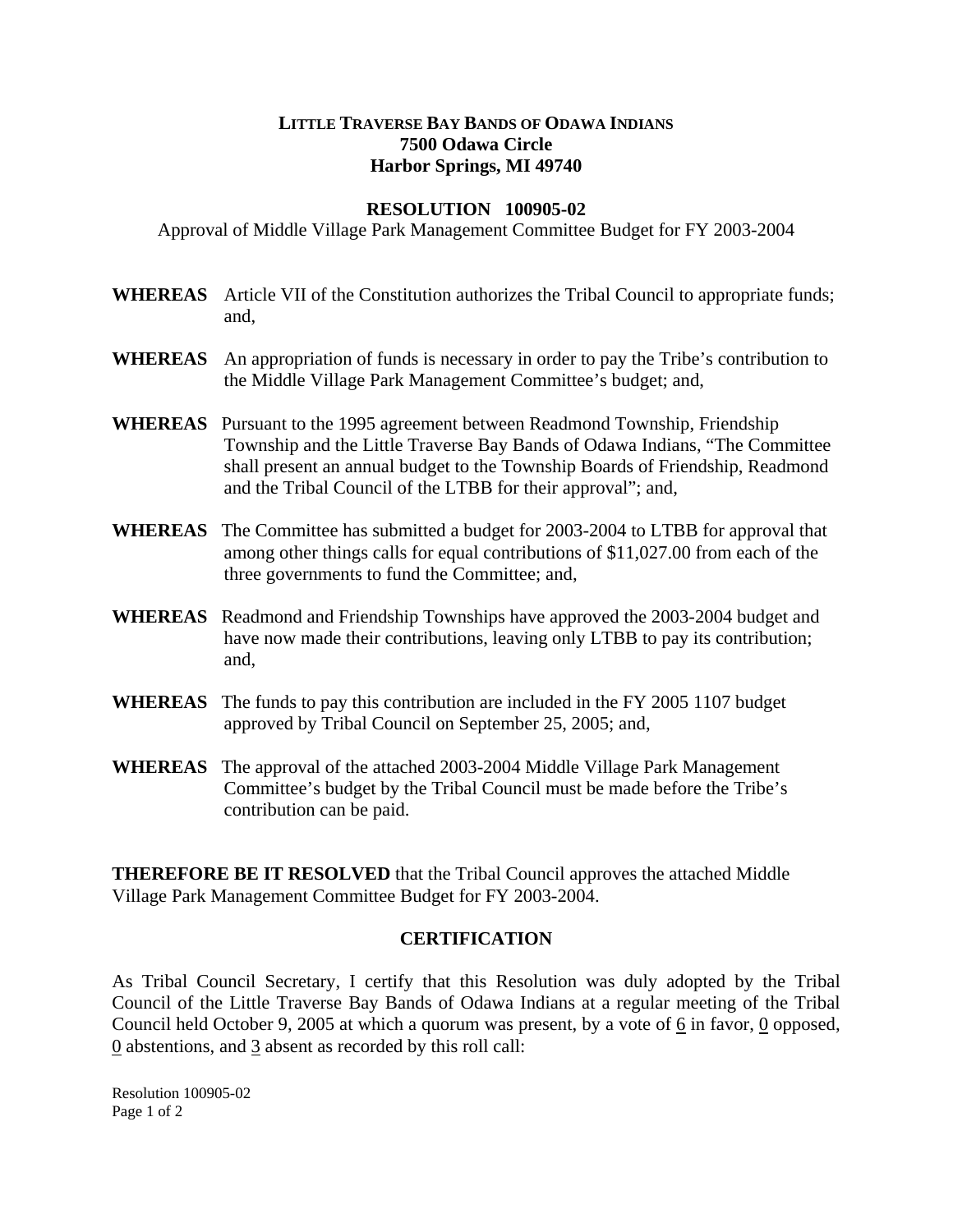**LITTLE TRAVERSE BAY BANDS OF ODAWA INDIANS**
**7500 Odawa Circle**
**Harbor Springs, MI 49740**

**RESOLUTION 100905-02**

Approval of Middle Village Park Management Committee Budget for FY 2003-2004

**WHEREAS** Article VII of the Constitution authorizes the Tribal Council to appropriate funds; and,

**WHEREAS** An appropriation of funds is necessary in order to pay the Tribe's contribution to the Middle Village Park Management Committee's budget; and,

**WHEREAS** Pursuant to the 1995 agreement between Readmond Township, Friendship Township and the Little Traverse Bay Bands of Odawa Indians, "The Committee shall present an annual budget to the Township Boards of Friendship, Readmond and the Tribal Council of the LTBB for their approval"; and,

**WHEREAS** The Committee has submitted a budget for 2003-2004 to LTBB for approval that among other things calls for equal contributions of $11,027.00 from each of the three governments to fund the Committee; and,

**WHEREAS** Readmond and Friendship Townships have approved the 2003-2004 budget and have now made their contributions, leaving only LTBB to pay its contribution; and,

**WHEREAS** The funds to pay this contribution are included in the FY 2005 1107 budget approved by Tribal Council on September 25, 2005; and,

**WHEREAS** The approval of the attached 2003-2004 Middle Village Park Management Committee's budget by the Tribal Council must be made before the Tribe's contribution can be paid.

**THEREFORE BE IT RESOLVED** that the Tribal Council approves the attached Middle Village Park Management Committee Budget for FY 2003-2004.

**CERTIFICATION**

As Tribal Council Secretary, I certify that this Resolution was duly adopted by the Tribal Council of the Little Traverse Bay Bands of Odawa Indians at a regular meeting of the Tribal Council held October 9, 2005 at which a quorum was present, by a vote of 6 in favor, 0 opposed, 0 abstentions, and 3 absent as recorded by this roll call: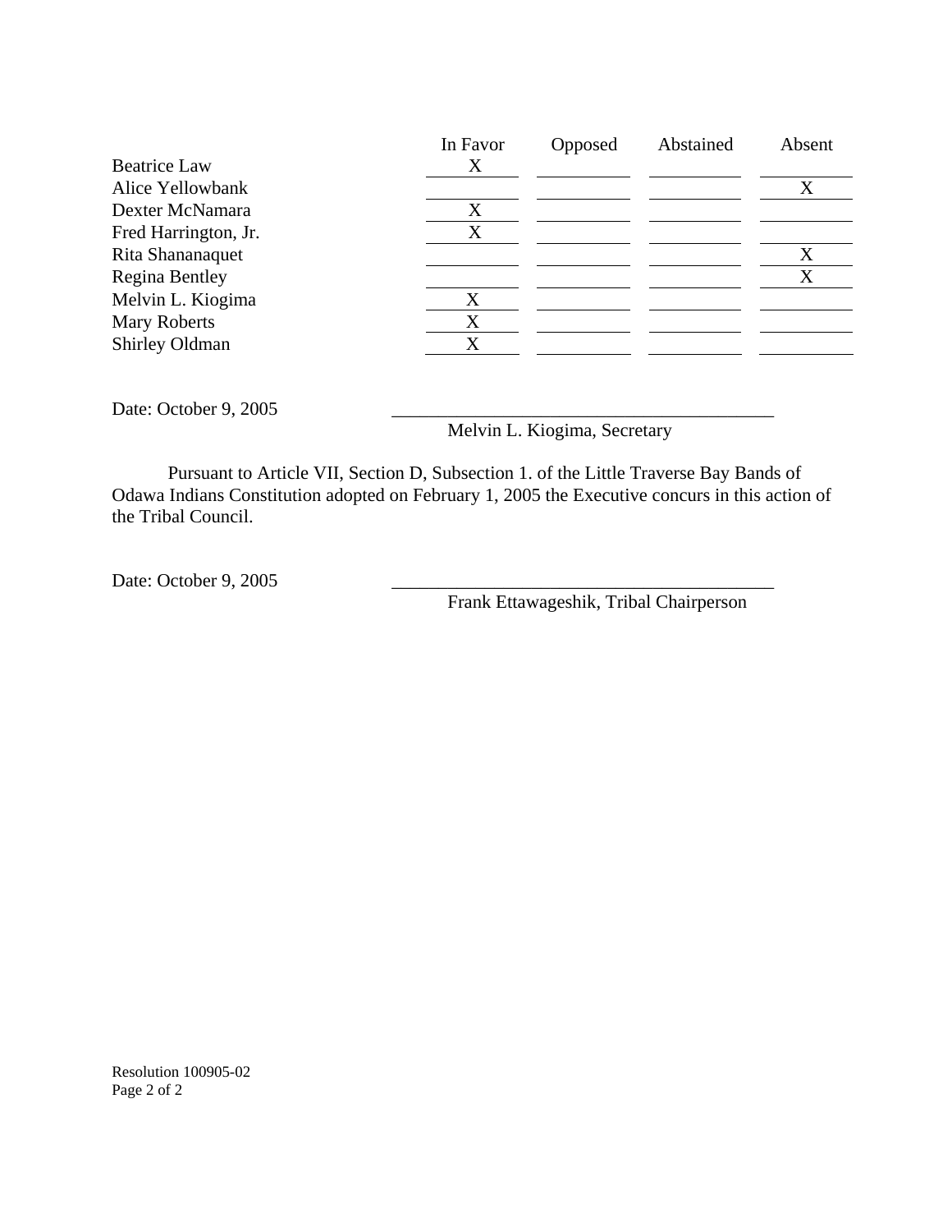| | In Favor | Opposed | Abstained | Absent |
|---|---|---|---|---|
| Beatrice Law | X | | | |
| Alice Yellowbank | | | | X |
| Dexter McNamara | X | | | |
| Fred Harrington, Jr. | X | | | |
| Rita Shananaquet | | | | X |
| Regina Bentley | | | | X |
| Melvin L. Kiogima | X | | | |
| Mary Roberts | X | | | |
| Shirley Oldman | X | | | |

Date: October 9, 2005

_________________________________________

Melvin L. Kiogima, Secretary

Pursuant to Article VII, Section D, Subsection 1. of the Little Traverse Bay Bands of Odawa Indians Constitution adopted on February 1, 2005 the Executive concurs in this action of the Tribal Council.

Date: October 9, 2005

_________________________________________

Frank Ettawageshik, Tribal Chairperson

Resolution 100905-02